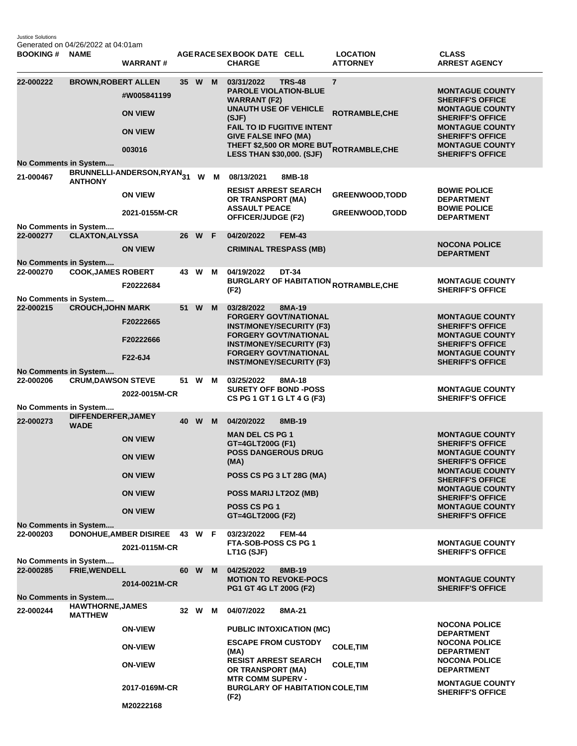Justice Solutions
Generated on 04/26/2022 at 04:01am

| BOOKING # | NAME | WARRANT # | AGE | RACE | SEX | BOOK DATE | CELL | CHARGE | LOCATION | ATTORNEY | CLASS | ARREST AGENCY |
|---|---|---|---|---|---|---|---|---|---|---|---|---|
| 22-000222 | BROWN,ROBERT ALLEN | | 35 | W | M | 03/31/2022 | TRS-48 | | 7 | | | |
| | | #W005841199 | | | | | | PAROLE VIOLATION-BLUE WARRANT (F2) | | | | MONTAGUE COUNTY SHERIFF'S OFFICE |
| | | ON VIEW | | | | | | UNAUTH USE OF VEHICLE (SJF) | | ROTRAMBLE,CHE | | MONTAGUE COUNTY SHERIFF'S OFFICE |
| | | ON VIEW | | | | | | FAIL TO ID FUGITIVE INTENT GIVE FALSE INFO (MA) | | | | MONTAGUE COUNTY SHERIFF'S OFFICE |
| | | 003016 | | | | | | THEFT $2,500 OR MORE BUT LESS THAN $30,000. (SJF) | | ROTRAMBLE,CHE | | MONTAGUE COUNTY SHERIFF'S OFFICE |
| No Comments in System.... | | | | | | | | | | | | |
| 21-000467 | BRUNNELLI-ANDERSON,RYAN ANTHONY | | 31 | W | M | 08/13/2021 | 8MB-18 | | | | | |
| | | ON VIEW | | | | | | RESIST ARREST SEARCH OR TRANSPORT (MA) | | GREENWOOD,TODD | | BOWIE POLICE DEPARTMENT |
| | | 2021-0155M-CR | | | | | | ASSAULT PEACE OFFICER/JUDGE (F2) | | GREENWOOD,TODD | | BOWIE POLICE DEPARTMENT |
| No Comments in System.... | | | | | | | | | | | | |
| 22-000277 | CLAXTON,ALYSSA | | 26 | W | F | 04/20/2022 | FEM-43 | | | | | |
| | | ON VIEW | | | | | | CRIMINAL TRESPASS (MB) | | | | NOCONA POLICE DEPARTMENT |
| No Comments in System.... | | | | | | | | | | | | |
| 22-000270 | COOK,JAMES ROBERT | | 43 | W | M | 04/19/2022 | DT-34 | | | | | |
| | | F20222684 | | | | | | BURGLARY OF HABITATION (F2) | | ROTRAMBLE,CHE | | MONTAGUE COUNTY SHERIFF'S OFFICE |
| No Comments in System.... | | | | | | | | | | | | |
| 22-000215 | CROUCH,JOHN MARK | | 51 | W | M | 03/28/2022 | 8MA-19 | | | | | |
| | | F20222665 | | | | | | FORGERY GOVT/NATIONAL INST/MONEY/SECURITY (F3) | | | | MONTAGUE COUNTY SHERIFF'S OFFICE |
| | | F20222666 | | | | | | FORGERY GOVT/NATIONAL INST/MONEY/SECURITY (F3) | | | | MONTAGUE COUNTY SHERIFF'S OFFICE |
| | | F22-6J4 | | | | | | FORGERY GOVT/NATIONAL INST/MONEY/SECURITY (F3) | | | | MONTAGUE COUNTY SHERIFF'S OFFICE |
| No Comments in System.... | | | | | | | | | | | | |
| 22-000206 | CRUM,DAWSON STEVE | | 51 | W | M | 03/25/2022 | 8MA-18 | | | | | |
| | | 2022-0015M-CR | | | | | | SURETY OFF BOND -POSS CS PG 1 GT 1 G LT 4 G (F3) | | | | MONTAGUE COUNTY SHERIFF'S OFFICE |
| No Comments in System.... | | | | | | | | | | | | |
| 22-000273 | DIFFENDERFER,JAMEY WADE | | 40 | W | M | 04/20/2022 | 8MB-19 | | | | | |
| | | ON VIEW | | | | | | MAN DEL CS PG 1 GT=4GLT200G (F1) | | | | MONTAGUE COUNTY SHERIFF'S OFFICE |
| | | ON VIEW | | | | | | POSS DANGEROUS DRUG (MA) | | | | MONTAGUE COUNTY SHERIFF'S OFFICE |
| | | ON VIEW | | | | | | POSS CS PG 3 LT 28G (MA) | | | | MONTAGUE COUNTY SHERIFF'S OFFICE |
| | | ON VIEW | | | | | | POSS MARIJ LT2OZ (MB) | | | | MONTAGUE COUNTY SHERIFF'S OFFICE |
| | | ON VIEW | | | | | | POSS CS PG 1 GT=4GLT200G (F2) | | | | MONTAGUE COUNTY SHERIFF'S OFFICE |
| No Comments in System.... | | | | | | | | | | | | |
| 22-000203 | DONOHUE,AMBER DISIREE | | 43 | W | F | 03/23/2022 | FEM-44 | | | | | |
| | | 2021-0115M-CR | | | | | | FTA-SOB-POSS CS PG 1 LT1G (SJF) | | | | MONTAGUE COUNTY SHERIFF'S OFFICE |
| No Comments in System.... | | | | | | | | | | | | |
| 22-000285 | FRIE,WENDELL | | 60 | W | M | 04/25/2022 | 8MB-19 | | | | | |
| | | 2014-0021M-CR | | | | | | MOTION TO REVOKE-POCS PG1 GT 4G LT 200G (F2) | | | | MONTAGUE COUNTY SHERIFF'S OFFICE |
| No Comments in System.... | | | | | | | | | | | | |
| 22-000244 | HAWTHORNE,JAMES MATTHEW | | 32 | W | M | 04/07/2022 | 8MA-21 | | | | | |
| | | ON-VIEW | | | | | | PUBLIC INTOXICATION (MC) | | | | NOCONA POLICE DEPARTMENT |
| | | ON-VIEW | | | | | | ESCAPE FROM CUSTODY (MA) | | COLE,TIM | | NOCONA POLICE DEPARTMENT |
| | | ON-VIEW | | | | | | RESIST ARREST SEARCH OR TRANSPORT (MA) | | COLE,TIM | | NOCONA POLICE DEPARTMENT |
| | | 2017-0169M-CR | | | | | | MTR COMM SUPERV - BURGLARY OF HABITATION (F2) | | COLE,TIM | | MONTAGUE COUNTY SHERIFF'S OFFICE |
| | | M20222168 | | | | | | | | | | |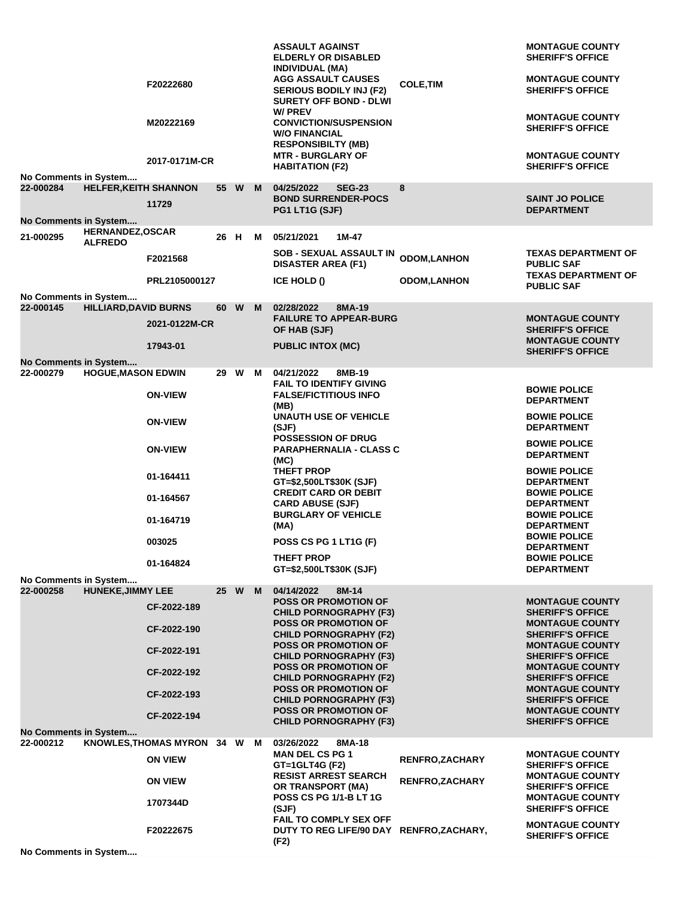| Book No | Name | Age | Race | Sex | Date / Cell | Offense | Officer | Agency |
|---|---|---|---|---|---|---|---|---|
| | | | | | | ASSAULT AGAINST ELDERLY OR DISABLED INDIVIDUAL (MA) | | MONTAGUE COUNTY SHERIFF'S OFFICE |
| | F20222680 | | | | | AGG ASSAULT CAUSES SERIOUS BODILY INJ (F2) | COLE,TIM | MONTAGUE COUNTY SHERIFF'S OFFICE |
| | M20222169 | | | | | SURETY OFF BOND - DLWI W/ PREV CONVICTION/SUSPENSION W/O FINANCIAL RESPONSIBILTY (MB) | | MONTAGUE COUNTY SHERIFF'S OFFICE |
| | 2017-0171M-CR | | | | | MTR - BURGLARY OF HABITATION (F2) | | MONTAGUE COUNTY SHERIFF'S OFFICE |
| No Comments in System.... | | | | | | | | |
| 22-000284 | HELFER,KEITH SHANNON | 55 | W | M | 04/25/2022 SEG-23 | | 8 | |
| | 11729 | | | | | BOND SURRENDER-POCS PG1 LT1G (SJF) | | SAINT JO POLICE DEPARTMENT |
| No Comments in System.... | | | | | | | | |
| 21-000295 | HERNANDEZ,OSCAR ALFREDO | 26 | H | M | 05/21/2021 1M-47 | | | |
| | F2021568 | | | | | SOB - SEXUAL ASSAULT IN DISASTER AREA (F1) | ODOM,LANHON | TEXAS DEPARTMENT OF PUBLIC SAF |
| | PRL2105000127 | | | | | ICE HOLD () | ODOM,LANHON | TEXAS DEPARTMENT OF PUBLIC SAF |
| No Comments in System.... | | | | | | | | |
| 22-000145 | HILLIARD,DAVID BURNS | 60 | W | M | 02/28/2022 8MA-19 | | | |
| | 2021-0122M-CR | | | | | FAILURE TO APPEAR-BURG OF HAB (SJF) | | MONTAGUE COUNTY SHERIFF'S OFFICE |
| | 17943-01 | | | | | PUBLIC INTOX (MC) | | MONTAGUE COUNTY SHERIFF'S OFFICE |
| No Comments in System.... | | | | | | | | |
| 22-000279 | HOGUE,MASON EDWIN | 29 | W | M | 04/21/2022 8MB-19 | | | |
| | ON-VIEW | | | | | FAIL TO IDENTIFY GIVING FALSE/FICTITIOUS INFO (MB) | | BOWIE POLICE DEPARTMENT |
| | ON-VIEW | | | | | UNAUTH USE OF VEHICLE (SJF) | | BOWIE POLICE DEPARTMENT |
| | ON-VIEW | | | | | POSSESSION OF DRUG PARAPHERNALIA - CLASS C (MC) | | BOWIE POLICE DEPARTMENT |
| | 01-164411 | | | | | THEFT PROP GT=$2,500LT$30K (SJF) | | BOWIE POLICE DEPARTMENT |
| | 01-164567 | | | | | CREDIT CARD OR DEBIT CARD ABUSE (SJF) | | BOWIE POLICE DEPARTMENT |
| | 01-164719 | | | | | BURGLARY OF VEHICLE (MA) | | BOWIE POLICE DEPARTMENT |
| | 003025 | | | | | POSS CS PG 1 LT1G (F) | | BOWIE POLICE DEPARTMENT |
| | 01-164824 | | | | | THEFT PROP GT=$2,500LT$30K (SJF) | | BOWIE POLICE DEPARTMENT |
| No Comments in System.... | | | | | | | | |
| 22-000258 | HUNEKE,JIMMY LEE | 25 | W | M | 04/14/2022 8M-14 | | | |
| | CF-2022-189 | | | | | POSS OR PROMOTION OF CHILD PORNOGRAPHY (F3) | | MONTAGUE COUNTY SHERIFF'S OFFICE |
| | CF-2022-190 | | | | | POSS OR PROMOTION OF CHILD PORNOGRAPHY (F2) | | MONTAGUE COUNTY SHERIFF'S OFFICE |
| | CF-2022-191 | | | | | POSS OR PROMOTION OF CHILD PORNOGRAPHY (F3) | | MONTAGUE COUNTY SHERIFF'S OFFICE |
| | CF-2022-192 | | | | | POSS OR PROMOTION OF CHILD PORNOGRAPHY (F2) | | MONTAGUE COUNTY SHERIFF'S OFFICE |
| | CF-2022-193 | | | | | POSS OR PROMOTION OF CHILD PORNOGRAPHY (F3) | | MONTAGUE COUNTY SHERIFF'S OFFICE |
| | CF-2022-194 | | | | | POSS OR PROMOTION OF CHILD PORNOGRAPHY (F3) | | MONTAGUE COUNTY SHERIFF'S OFFICE |
| No Comments in System.... | | | | | | | | |
| 22-000212 | KNOWLES,THOMAS MYRON | 34 | W | M | 03/26/2022 8MA-18 | | | |
| | ON VIEW | | | | | MAN DEL CS PG 1 GT=1GLT4G (F2) | RENFRO,ZACHARY | MONTAGUE COUNTY SHERIFF'S OFFICE |
| | ON VIEW | | | | | RESIST ARREST SEARCH OR TRANSPORT (MA) | RENFRO,ZACHARY | MONTAGUE COUNTY SHERIFF'S OFFICE |
| | 1707344D | | | | | POSS CS PG 1/1-B LT 1G (SJF) | | MONTAGUE COUNTY SHERIFF'S OFFICE |
| | F20222675 | | | | | FAIL TO COMPLY SEX OFF DUTY TO REG LIFE/90 DAY (F2) | RENFRO,ZACHARY, | MONTAGUE COUNTY SHERIFF'S OFFICE |
| No Comments in System.... | | | | | | | | |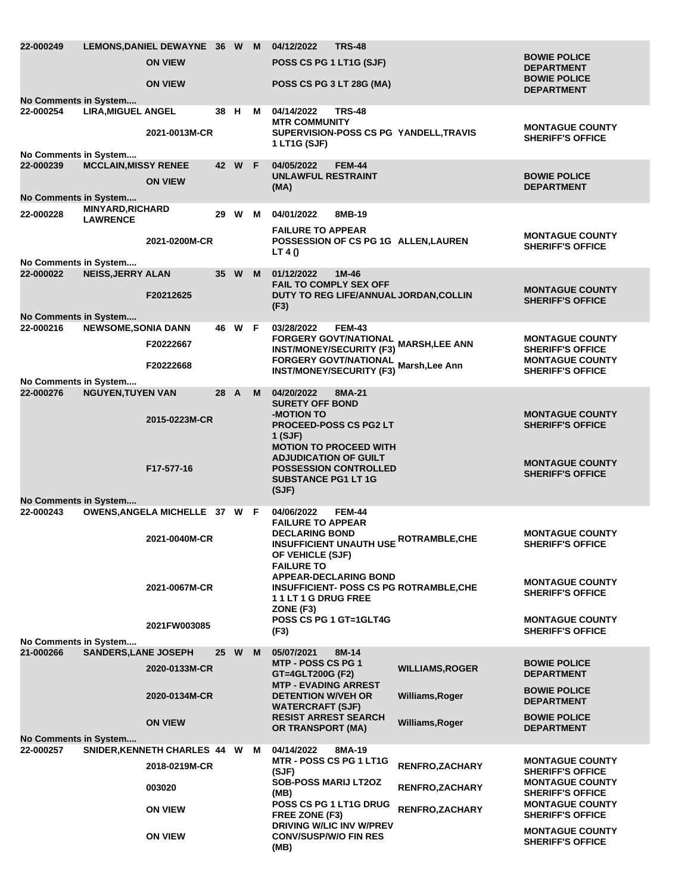| Booking # | Name | Warrant/Case | Age | Race | Sex | Booking Date / Charge | Cell | Judge | Agency |
|---|---|---|---|---|---|---|---|---|---|
| 22-000249 | LEMONS,DANIEL DEWAYNE | | 36 | W | M | 04/12/2022 | TRS-48 | | |
| | | ON VIEW | | | | POSS CS PG 1 LT1G (SJF) | | | BOWIE POLICE DEPARTMENT |
| | | ON VIEW | | | | POSS CS PG 3 LT 28G (MA) | | | BOWIE POLICE DEPARTMENT |
| No Comments in System.... | | | | | | | | | |
| 22-000254 | LIRA,MIGUEL ANGEL | | 38 | H | M | 04/14/2022 | TRS-48 | | |
| | | 2021-0013M-CR | | | | MTR COMMUNITY SUPERVISION-POSS CS PG 1 LT1G (SJF) | | YANDELL,TRAVIS | MONTAGUE COUNTY SHERIFF'S OFFICE |
| No Comments in System.... | | | | | | | | | |
| 22-000239 | MCCLAIN,MISSY RENEE | | 42 | W | F | 04/05/2022 | FEM-44 | | |
| | | ON VIEW | | | | UNLAWFUL RESTRAINT (MA) | | | BOWIE POLICE DEPARTMENT |
| No Comments in System.... | | | | | | | | | |
| 22-000228 | MINYARD,RICHARD LAWRENCE | | 29 | W | M | 04/01/2022 | 8MB-19 | | |
| | | 2021-0200M-CR | | | | FAILURE TO APPEAR POSSESSION OF CS PG 1G LT 4 () | | ALLEN,LAUREN | MONTAGUE COUNTY SHERIFF'S OFFICE |
| No Comments in System.... | | | | | | | | | |
| 22-000022 | NEISS,JERRY ALAN | | 35 | W | M | 01/12/2022 | 1M-46 | | |
| | | F20212625 | | | | FAIL TO COMPLY SEX OFF DUTY TO REG LIFE/ANNUAL (F3) | | JORDAN,COLLIN | MONTAGUE COUNTY SHERIFF'S OFFICE |
| No Comments in System.... | | | | | | | | | |
| 22-000216 | NEWSOME,SONIA DANN | | 46 | W | F | 03/28/2022 | FEM-43 | | |
| | | F20222667 | | | | FORGERY GOVT/NATIONAL INST/MONEY/SECURITY (F3) | | MARSH,LEE ANN | MONTAGUE COUNTY SHERIFF'S OFFICE |
| | | F20222668 | | | | FORGERY GOVT/NATIONAL INST/MONEY/SECURITY (F3) | | Marsh,Lee Ann | MONTAGUE COUNTY SHERIFF'S OFFICE |
| No Comments in System.... | | | | | | | | | |
| 22-000276 | NGUYEN,TUYEN VAN | | 28 | A | M | 04/20/2022 | 8MA-21 | | |
| | | 2015-0223M-CR | | | | SURETY OFF BOND -MOTION TO PROCEED-POSS CS PG2 LT 1 (SJF) | | | MONTAGUE COUNTY SHERIFF'S OFFICE |
| | | F17-577-16 | | | | MOTION TO PROCEED WITH ADJUDICATION OF GUILT POSSESSION CONTROLLED SUBSTANCE PG1 LT 1G (SJF) | | | MONTAGUE COUNTY SHERIFF'S OFFICE |
| No Comments in System.... | | | | | | | | | |
| 22-000243 | OWENS,ANGELA MICHELLE | | 37 | W | F | 04/06/2022 | FEM-44 | | |
| | | 2021-0040M-CR | | | | FAILURE TO APPEAR DECLARING BOND INSUFFICIENT UNAUTH USE OF VEHICLE (SJF) | | ROTRAMBLE,CHE | MONTAGUE COUNTY SHERIFF'S OFFICE |
| | | 2021-0067M-CR | | | | FAILURE TO APPEAR-DECLARING BOND INSUFFICIENT- POSS CS PG 1 1 LT 1 G DRUG FREE ZONE (F3) | | ROTRAMBLE,CHE | MONTAGUE COUNTY SHERIFF'S OFFICE |
| | | 2021FW003085 | | | | POSS CS PG 1 GT=1GLT4G (F3) | | | MONTAGUE COUNTY SHERIFF'S OFFICE |
| No Comments in System.... | | | | | | | | | |
| 21-000266 | SANDERS,LANE JOSEPH | | 25 | W | M | 05/07/2021 | 8M-14 | | |
| | | 2020-0133M-CR | | | | MTP - POSS CS PG 1 GT=4GLT200G (F2) | | WILLIAMS,ROGER | BOWIE POLICE DEPARTMENT |
| | | 2020-0134M-CR | | | | MTP - EVADING ARREST DETENTION W/VEH OR WATERCRAFT (SJF) | | Williams,Roger | BOWIE POLICE DEPARTMENT |
| | | ON VIEW | | | | RESIST ARREST SEARCH OR TRANSPORT (MA) | | Williams,Roger | BOWIE POLICE DEPARTMENT |
| No Comments in System.... | | | | | | | | | |
| 22-000257 | SNIDER,KENNETH CHARLES | | 44 | W | M | 04/14/2022 | 8MA-19 | | |
| | | 2018-0219M-CR | | | | MTR - POSS CS PG 1 LT1G (SJF) | | RENFRO,ZACHARY | MONTAGUE COUNTY SHERIFF'S OFFICE |
| | | 003020 | | | | SOB-POSS MARIJ LT2OZ (MB) | | RENFRO,ZACHARY | MONTAGUE COUNTY SHERIFF'S OFFICE |
| | | ON VIEW | | | | POSS CS PG 1 LT1G DRUG FREE ZONE (F3) | | RENFRO,ZACHARY | MONTAGUE COUNTY SHERIFF'S OFFICE |
| | | ON VIEW | | | | DRIVING W/LIC INV W/PREV CONV/SUSP/W/O FIN RES (MB) | | | MONTAGUE COUNTY SHERIFF'S OFFICE |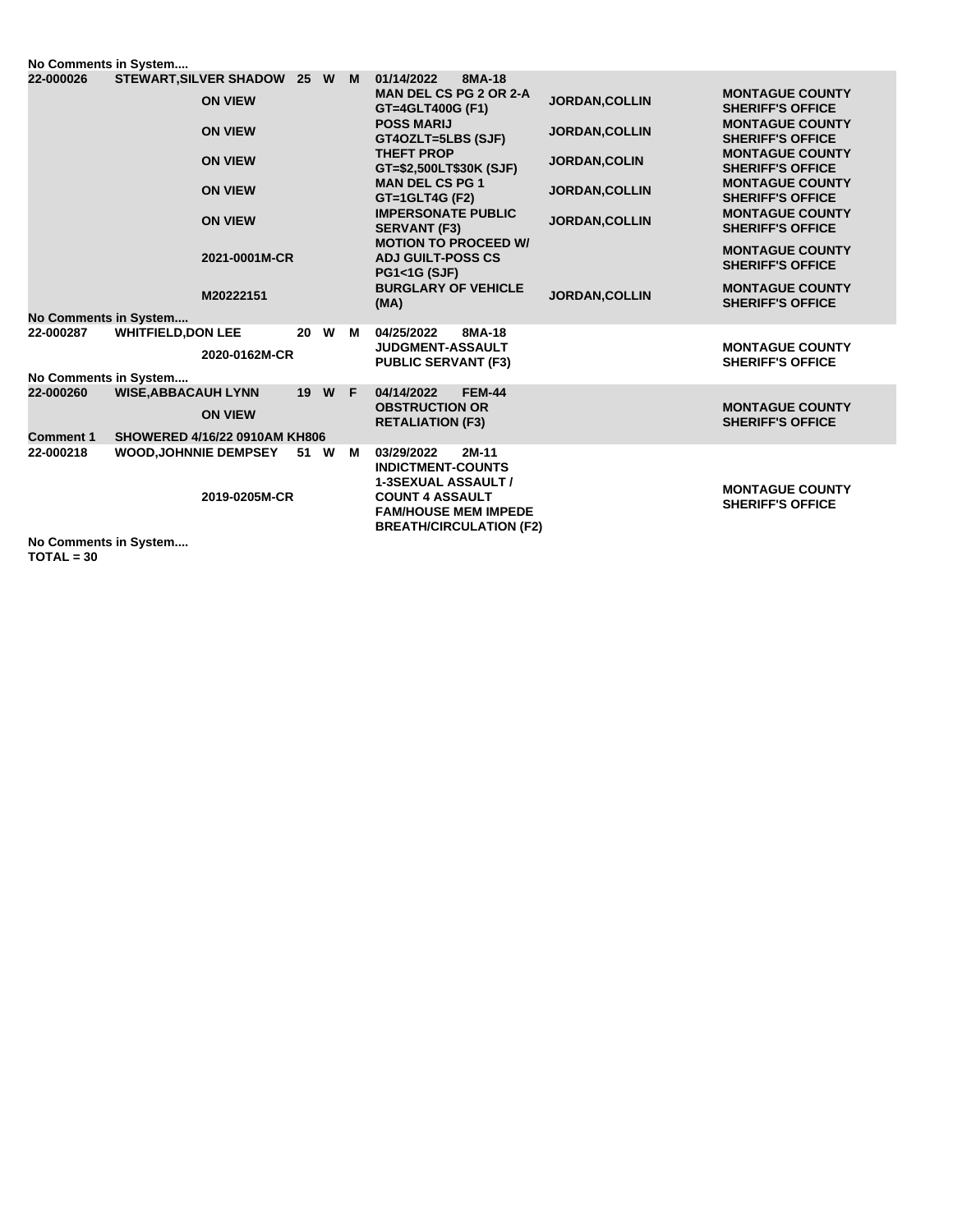No Comments in System....

| | | | | | | | | |
|---|---|---|---|---|---|---|---|---|
| 22-000026 | STEWART,SILVER SHADOW | | 25 | W | M | 01/14/2022 8MA-18 | | |
| | | ON VIEW | | | | MAN DEL CS PG 2 OR 2-A GT=4GLT400G (F1) | JORDAN,COLLIN | MONTAGUE COUNTY SHERIFF'S OFFICE |
| | | ON VIEW | | | | POSS MARIJ GT4OZLT=5LBS (SJF) | JORDAN,COLLIN | MONTAGUE COUNTY SHERIFF'S OFFICE |
| | | ON VIEW | | | | THEFT PROP GT=$2,500LT$30K (SJF) | JORDAN,COLIN | MONTAGUE COUNTY SHERIFF'S OFFICE |
| | | ON VIEW | | | | MAN DEL CS PG 1 GT=1GLT4G (F2) | JORDAN,COLLIN | MONTAGUE COUNTY SHERIFF'S OFFICE |
| | | ON VIEW | | | | IMPERSONATE PUBLIC SERVANT (F3) | JORDAN,COLLIN | MONTAGUE COUNTY SHERIFF'S OFFICE |
| | | 2021-0001M-CR | | | | MOTION TO PROCEED W/ ADJ GUILT-POSS CS PG1<1G (SJF) | | MONTAGUE COUNTY SHERIFF'S OFFICE |
| | | M20222151 | | | | BURGLARY OF VEHICLE (MA) | JORDAN,COLLIN | MONTAGUE COUNTY SHERIFF'S OFFICE |

No Comments in System....

| | | | | | | | | |
|---|---|---|---|---|---|---|---|---|
| 22-000287 | WHITFIELD,DON LEE | | 20 | W | M | 04/25/2022 8MA-18 | | |
| | | 2020-0162M-CR | | | | JUDGMENT-ASSAULT PUBLIC SERVANT (F3) | | MONTAGUE COUNTY SHERIFF'S OFFICE |

No Comments in System....

| | | | | | | | | |
|---|---|---|---|---|---|---|---|---|
| 22-000260 | WISE,ABBACAUH LYNN | | 19 | W | F | 04/14/2022 FEM-44 | | |
| | | ON VIEW | | | | OBSTRUCTION OR RETALIATION (F3) | | MONTAGUE COUNTY SHERIFF'S OFFICE |

Comment 1 SHOWERED 4/16/22 0910AM KH806

| | | | | | | | | |
|---|---|---|---|---|---|---|---|---|
| 22-000218 | WOOD,JOHNNIE DEMPSEY | | 51 | W | M | 03/29/2022 2M-11 | | |
| | | 2019-0205M-CR | | | | INDICTMENT-COUNTS 1-3SEXUAL ASSAULT / COUNT 4 ASSAULT FAM/HOUSE MEM IMPEDE BREATH/CIRCULATION (F2) | | MONTAGUE COUNTY SHERIFF'S OFFICE |

No Comments in System....

TOTAL = 30